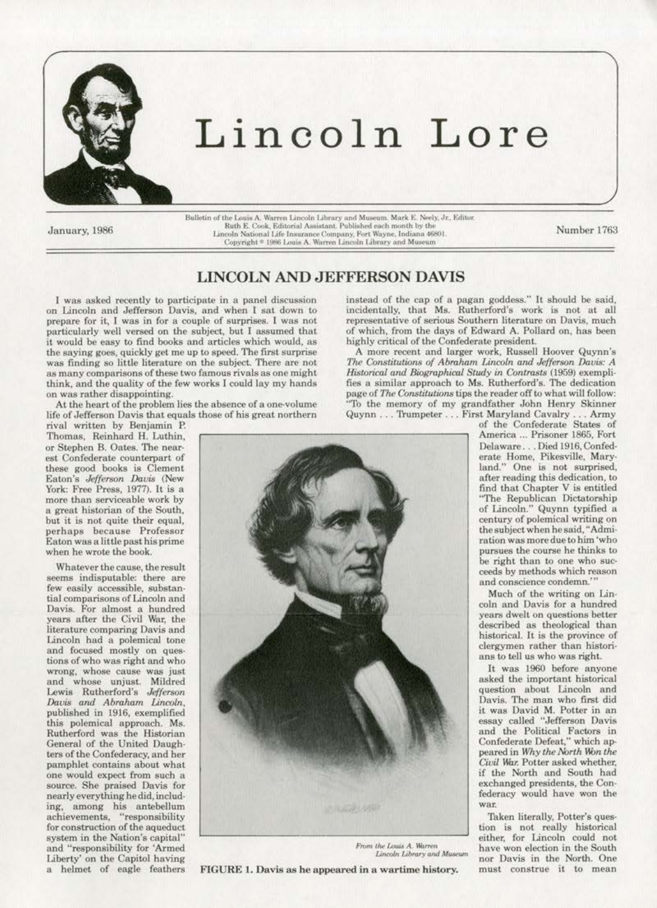# Lincoln Lore

January, 1986

Bulletin of the Louis A. Warren Lincoln Library and Museum. Mark E. Neely, Jr., Editor. Ruth E. Cook, Editorial Assistant. Published each month by the Lincoln National Life Insurance Company, Fort Wayne, Indiana 46801. Copyright © 1986 Louis A. Warren Lincoln Library and Museum

Number 1763

## LINCOLN AND JEFFERSON DAVIS

I was asked recently to participate in a panel discussion on Lincoln and Jefferson Davis, and when I sat down to prepare for it, I was in for a couple of surprises. I was not particularly well versed on the subject, but I assumed that it would be easy to find books and articles which would, as the saying goes, quickly get me up to speed. The first surprise was finding so little literature on the subject. There are not as many comparisons of these two famous rivals as one might think, and the quality of the few works I could lay my hands on was rather disappointing.

At the heart of the problem lies the absence of a one-volume life of Jefferson Davis that equals those of his great northern rival written by Benjamin P. Thomas, Reinhard H. Luthin, or Stephen B. Oates. The nearest Confederate counterpart of these good books is Clement Eaton's *Jefferson Davis* (New York: Free Press, 1977). It is a more than serviceable work by a great historian of the South, but it is not quite their equal, perhaps because Professor Eaton was a little past his prime when he wrote the book.

Whatever the cause, the result seems indisputable: there are few easily accessible, substantial comparisons of Lincoln and Davis. For almost a hundred years after the Civil War, the literature comparing Davis and Lincoln had a polemical tone and focused mostly on questions of who was right and who wrong, whose cause was just and whose unjust. Mildred Lewis Rutherford's *Jefferson Davis and Abraham Lincoln*, published in 1916, exemplified this polemical approach. Ms. Rutherford was the Historian General of the United Daughters of the Confederacy, and her pamphlet contains about what one would expect from such a source. She praised Davis for nearly everything he did, including, among his antebellum achievements, "responsibility for construction of the aqueduct system in the Nation's capital" and "responsibility for 'Armed Liberty' on the Capitol having a helmet of eagle feathers instead of the cap of a pagan goddess." It should be said, incidentally, that Ms. Rutherford's work is not at all representative of serious Southern literature on Davis, much of which, from the days of Edward A. Pollard on, has been highly critical of the Confederate president.

A more recent and larger work, Russell Hoover Quynn's *The Constitutions of Abraham Lincoln and Jefferson Davis: A Historical and Biographical Study in Contrasts* (1959) exemplifies a similar approach to Ms. Rutherford's. The dedication page of *The Constitutions* tips the reader off to what will follow: "To the memory of my grandfather John Henry Skinner Quynn . . . Trumpeter . . . First Maryland Cavalry . . . Army of the Confederate States of America ... Prisoner 1865, Fort Delaware . . . Died 1916, Confederate Home, Pikesville, Maryland." One is not surprised, after reading this dedication, to find that Chapter V is entitled "The Republican Dictatorship of Lincoln." Quynn typified a century of polemical writing on the subject when he said, "Admiration was more due to him 'who pursues the course he thinks to be right than to one who succeeds by methods which reason and conscience condemn.'"

Much of the writing on Lincoln and Davis for a hundred years dwelt on questions better described as theological than historical. It is the province of clergymen rather than historians to tell us who was right.

It was 1960 before anyone asked the important historical question about Lincoln and Davis. The man who first did it was David M. Potter in an essay called "Jefferson Davis and the Political Factors in Confederate Defeat," which appeared in *Why the North Won the Civil War*. Potter asked whether, if the North and South had exchanged presidents, the Confederacy would have won the war.

Taken literally, Potter's question is not really historical either, for Lincoln could not have won election in the South nor Davis in the North. One must construe it to mean

*From the Louis A. Warren Lincoln Library and Museum*

FIGURE 1. Davis as he appeared in a wartime history.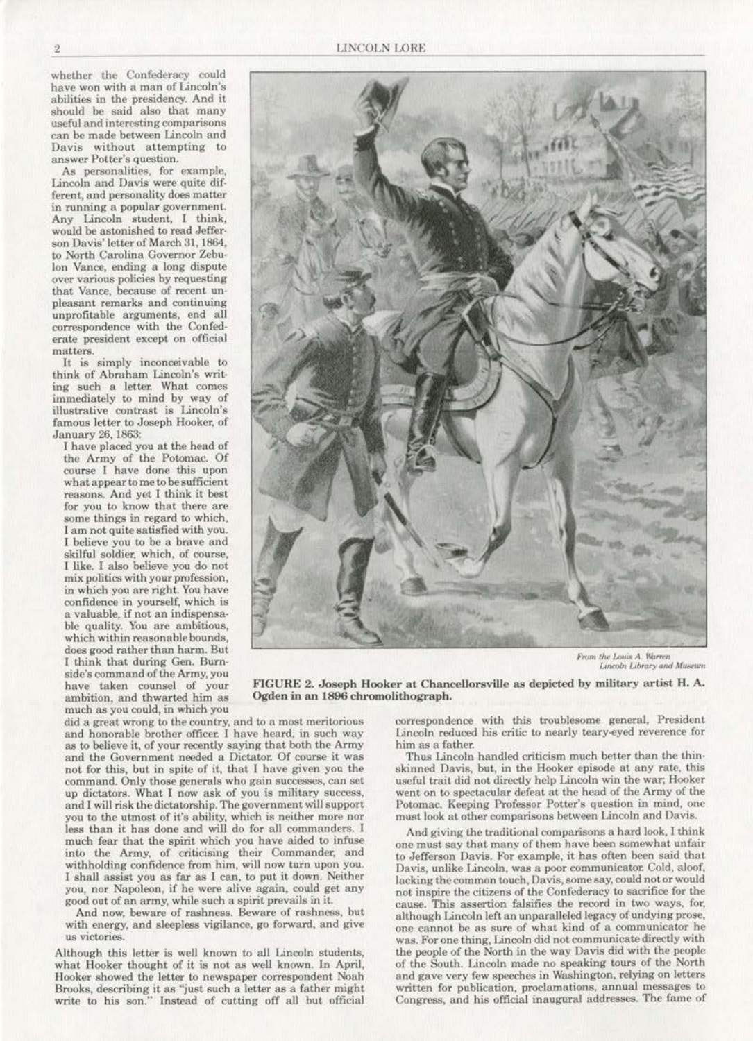whether the Confederacy could have won with a man of Lincoln's abilities in the presidency. And it should be said also that many useful and interesting comparisons can be made between Lincoln and Davis without attempting to answer Potter's question.

As personalities, for example, Lincoln and Davis were quite different, and personality does matter in running a popular government. Any Lincoln student, I think, would be astonished to read Jefferson Davis' letter of March 31, 1864, to North Carolina Governor Zebulon Vance, ending a long dispute over various policies by requesting that Vance, because of recent unpleasant remarks and continuing unprofitable arguments, end all correspondence with the Confederate president except on official matters.

It is simply inconceivable to think of Abraham Lincoln's writing such a letter. What comes immediately to mind by way of illustrative contrast is Lincoln's famous letter to Joseph Hooker, of January 26, 1863:

> I have placed you at the head of the Army of the Potomac. Of course I have done this upon what appear to me to be sufficient reasons. And yet I think it best for you to know that there are some things in regard to which, I am not quite satisfied with you. I believe you to be a brave and skilful soldier, which, of course, I like. I also believe you do not mix politics with your profession, in which you are right. You have confidence in yourself, which is a valuable, if not an indispensable quality. You are ambitious, which within reasonable bounds, does good rather than harm. But I think that during Gen. Burnside's command of the Army, you have taken counsel of your ambition, and thwarted him as much as you could, in which you did a great wrong to the country, and to a most meritorious and honorable brother officer. I have heard, in such way as to believe it, of your recently saying that both the Army and the Government needed a Dictator. Of course it was not for this, but in spite of it, that I have given you the command. Only those generals who gain successes, can set up dictators. What I now ask of you is military success, and I will risk the dictatorship. The government will support you to the utmost of it's ability, which is neither more nor less than it has done and will do for all commanders. I much fear that the spirit which you have aided to infuse into the Army, of criticising their Commander, and withholding confidence from him, will now turn upon you. I shall assist you as far as I can, to put it down. Neither you, nor Napoleon, if he were alive again, could get any good out of an army, while such a spirit prevails in it.
>
> And now, beware of rashness. Beware of rashness, but with energy, and sleepless vigilance, go forward, and give us victories.

Although this letter is well known to all Lincoln students, what Hooker thought of it is not as well known. In April, Hooker showed the letter to newspaper correspondent Noah Brooks, describing it as "just such a letter as a father might write to his son." Instead of cutting off all but official correspondence with this troublesome general, President Lincoln reduced his critic to nearly teary-eyed reverence for him as a father.

*From the Louis A. Warren Lincoln Library and Museum*

**FIGURE 2. Joseph Hooker at Chancellorsville as depicted by military artist H. A. Ogden in an 1896 chromolithograph.**

Thus Lincoln handled criticism much better than the thin-skinned Davis, but, in the Hooker episode at any rate, this useful trait did not directly help Lincoln win the war; Hooker went on to spectacular defeat at the head of the Army of the Potomac. Keeping Professor Potter's question in mind, one must look at other comparisons between Lincoln and Davis.

And giving the traditional comparisons a hard look, I think one must say that many of them have been somewhat unfair to Jefferson Davis. For example, it has often been said that Davis, unlike Lincoln, was a poor communicator. Cold, aloof, lacking the common touch, Davis, some say, could not or would not inspire the citizens of the Confederacy to sacrifice for the cause. This assertion falsifies the record in two ways, for, although Lincoln left an unparalleled legacy of undying prose, one cannot be as sure of what kind of a communicator he was. For one thing, Lincoln did not communicate directly with the people of the North in the way Davis did with the people of the South. Lincoln made no speaking tours of the North and gave very few speeches in Washington, relying on letters written for publication, proclamations, annual messages to Congress, and his official inaugural addresses. The fame of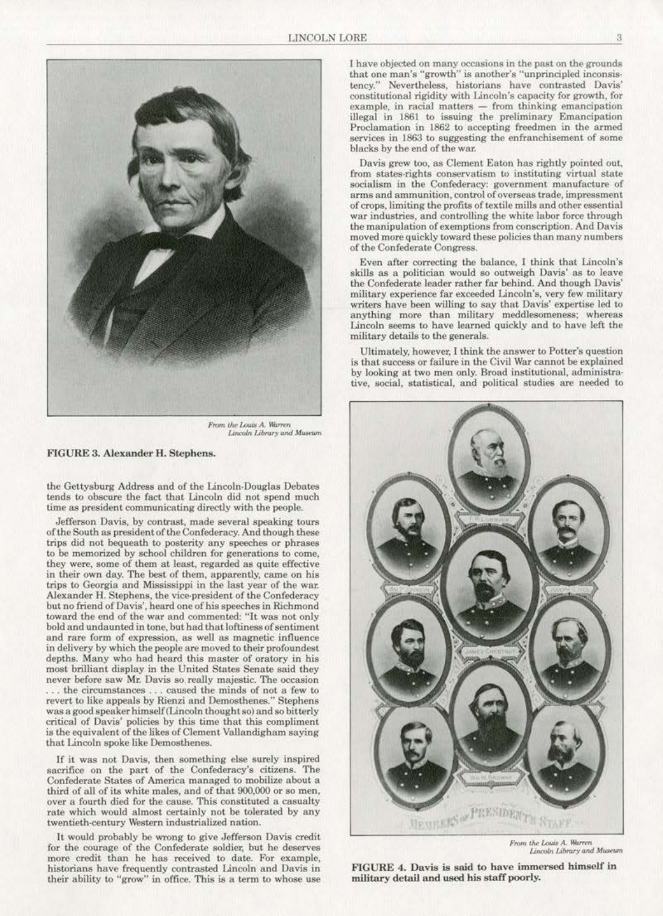From the Louis A. Warren Lincoln Library and Museum

**FIGURE 3. Alexander H. Stephens.**

the Gettysburg Address and of the Lincoln-Douglas Debates tends to obscure the fact that Lincoln did not spend much time as president communicating directly with the people.

Jefferson Davis, by contrast, made several speaking tours of the South as president of the Confederacy. And though these trips did not bequeath to posterity any speeches or phrases to be memorized by school children for generations to come, they were, some of them at least, regarded as quite effective in their own day. The best of them, apparently, came on his trips to Georgia and Mississippi in the last year of the war. Alexander H. Stephens, the vice-president of the Confederacy but no friend of Davis', heard one of his speeches in Richmond toward the end of the war and commented: "It was not only bold and undaunted in tone, but had that loftiness of sentiment and rare form of expression, as well as magnetic influence in delivery by which the people are moved to their profoundest depths. Many who had heard this master of oratory in his most brilliant display in the United States Senate said they never before saw Mr. Davis so really majestic. The occasion . . . the circumstances . . . caused the minds of not a few to revert to like appeals by Rienzi and Demosthenes." Stephens was a good speaker himself (Lincoln thought so) and so bitterly critical of Davis' policies by this time that this compliment is the equivalent of the likes of Clement Vallandigham saying that Lincoln spoke like Demosthenes.

If it was not Davis, then something else surely inspired sacrifice on the part of the Confederacy's citizens. The Confederate States of America managed to mobilize about a third of all of its white males, and of that 900,000 or so men, over a fourth died for the cause. This constituted a casualty rate which would almost certainly not be tolerated by any twentieth-century Western industrialized nation.

It would probably be wrong to give Jefferson Davis credit for the courage of the Confederate soldier, but he deserves more credit than he has received to date. For example, historians have frequently contrasted Lincoln and Davis in their ability to "grow" in office. This is a term to whose use I have objected on many occasions in the past on the grounds that one man's "growth" is another's "unprincipled inconsistency." Nevertheless, historians have contrasted Davis' constitutional rigidity with Lincoln's capacity for growth, for example, in racial matters — from thinking emancipation illegal in 1861 to issuing the preliminary Emancipation Proclamation in 1862 to accepting freedmen in the armed services in 1863 to suggesting the enfranchisement of some blacks by the end of the war.

Davis grew too, as Clement Eaton has rightly pointed out, from states-rights conservatism to instituting virtual state socialism in the Confederacy: government manufacture of arms and ammunition, control of overseas trade, impressment of crops, limiting the profits of textile mills and other essential war industries, and controlling the white labor force through the manipulation of exemptions from conscription. And Davis moved more quickly toward these policies than many numbers of the Confederate Congress.

Even after correcting the balance, I think that Lincoln's skills as a politician would so outweigh Davis' as to leave the Confederate leader rather far behind. And though Davis' military experience far exceeded Lincoln's, very few military writers have been willing to say that Davis' expertise led to anything more than military meddlesomeness; whereas Lincoln seems to have learned quickly and to have left the military details to the generals.

Ultimately, however, I think the answer to Potter's question is that success or failure in the Civil War cannot be explained by looking at two men only. Broad institutional, administrative, social, statistical, and political studies are needed to

From the Louis A. Warren Lincoln Library and Museum

**FIGURE 4. Davis is said to have immersed himself in military detail and used his staff poorly.**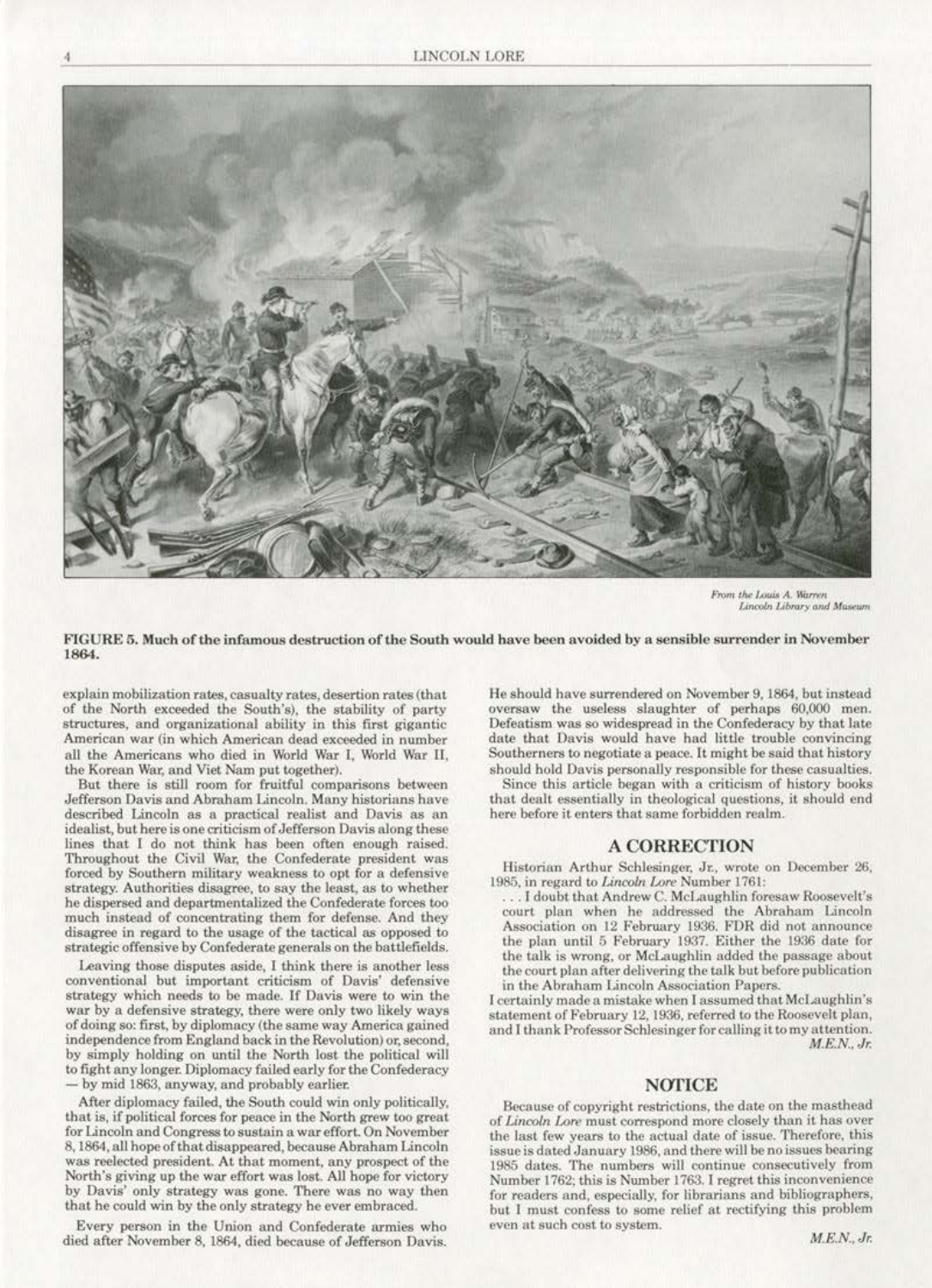From the Louis A. Warren Lincoln Library and Museum

**FIGURE 5. Much of the infamous destruction of the South would have been avoided by a sensible surrender in November 1864.**

explain mobilization rates, casualty rates, desertion rates (that of the North exceeded the South's), the stability of party structures, and organizational ability in this first gigantic American war (in which American dead exceeded in number all the Americans who died in World War I, World War II, the Korean War, and Viet Nam put together).

But there is still room for fruitful comparisons between Jefferson Davis and Abraham Lincoln. Many historians have described Lincoln as a practical realist and Davis as an idealist, but here is one criticism of Jefferson Davis along these lines that I do not think has been often enough raised. Throughout the Civil War, the Confederate president was forced by Southern military weakness to opt for a defensive strategy. Authorities disagree, to say the least, as to whether he dispersed and departmentalized the Confederate forces too much instead of concentrating them for defense. And they disagree in regard to the usage of the tactical as opposed to strategic offensive by Confederate generals on the battlefields.

Leaving those disputes aside, I think there is another less conventional but important criticism of Davis' defensive strategy which needs to be made. If Davis were to win the war by a defensive strategy, there were only two likely ways of doing so: first, by diplomacy (the same way America gained independence from England back in the Revolution) or, second, by simply holding on until the North lost the political will to fight any longer. Diplomacy failed early for the Confederacy — by mid 1863, anyway, and probably earlier.

After diplomacy failed, the South could win only politically, that is, if political forces for peace in the North grew too great for Lincoln and Congress to sustain a war effort. On November 8, 1864, all hope of that disappeared, because Abraham Lincoln was reelected president. At that moment, any prospect of the North's giving up the war effort was lost. All hope for victory by Davis' only strategy was gone. There was no way then that he could win by the only strategy he ever embraced.

Every person in the Union and Confederate armies who died after November 8, 1864, died because of Jefferson Davis. He should have surrendered on November 9, 1864, but instead oversaw the useless slaughter of perhaps 60,000 men. Defeatism was so widespread in the Confederacy by that late date that Davis would have had little trouble convincing Southerners to negotiate a peace. It might be said that history should hold Davis personally responsible for these casualties.

Since this article began with a criticism of history books that dealt essentially in theological questions, it should end here before it enters that same forbidden realm.

## A CORRECTION

Historian Arthur Schlesinger, Jr., wrote on December 26, 1985, in regard to *Lincoln Lore* Number 1761:

> . . . I doubt that Andrew C. McLaughlin foresaw Roosevelt's court plan when he addressed the Abraham Lincoln Association on 12 February 1936. FDR did not announce the plan until 5 February 1937. Either the 1936 date for the talk is wrong, or McLaughlin added the passage about the court plan after delivering the talk but before publication in the Abraham Lincoln Association Papers.

I certainly made a mistake when I assumed that McLaughlin's statement of February 12, 1936, referred to the Roosevelt plan, and I thank Professor Schlesinger for calling it to my attention.

*M.E.N., Jr.*

## NOTICE

Because of copyright restrictions, the date on the masthead of *Lincoln Lore* must correspond more closely than it has over the last few years to the actual date of issue. Therefore, this issue is dated January 1986, and there will be no issues bearing 1985 dates. The numbers will continue consecutively from Number 1762; this is Number 1763. I regret this inconvenience for readers and, especially, for librarians and bibliographers, but I must confess to some relief at rectifying this problem even at such cost to system.

*M.E.N., Jr.*